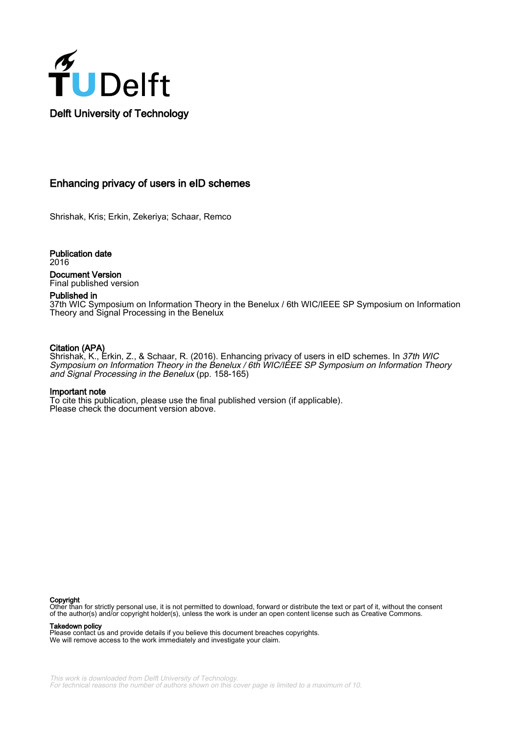Delft University of Technology

# Enhancing privacy of users in eID schemes

Shrishak, Kris; Erkin, Zekeriya; Schaar, Remco

**Publication date**
2016

**Document Version**
Final published version

**Published in**
37th WIC Symposium on Information Theory in the Benelux / 6th WIC/IEEE SP Symposium on Information Theory and Signal Processing in the Benelux

**Citation (APA)**
Shrishak, K., Erkin, Z., & Schaar, R. (2016). Enhancing privacy of users in eID schemes. In *37th WIC Symposium on Information Theory in the Benelux / 6th WIC/IEEE SP Symposium on Information Theory and Signal Processing in the Benelux* (pp. 158-165)

**Important note**
To cite this publication, please use the final published version (if applicable).
Please check the document version above.

**Copyright**
Other than for strictly personal use, it is not permitted to download, forward or distribute the text or part of it, without the consent of the author(s) and/or copyright holder(s), unless the work is under an open content license such as Creative Commons.

**Takedown policy**
Please contact us and provide details if you believe this document breaches copyrights.
We will remove access to the work immediately and investigate your claim.

*This work is downloaded from Delft University of Technology.*
*For technical reasons the number of authors shown on this cover page is limited to a maximum of 10.*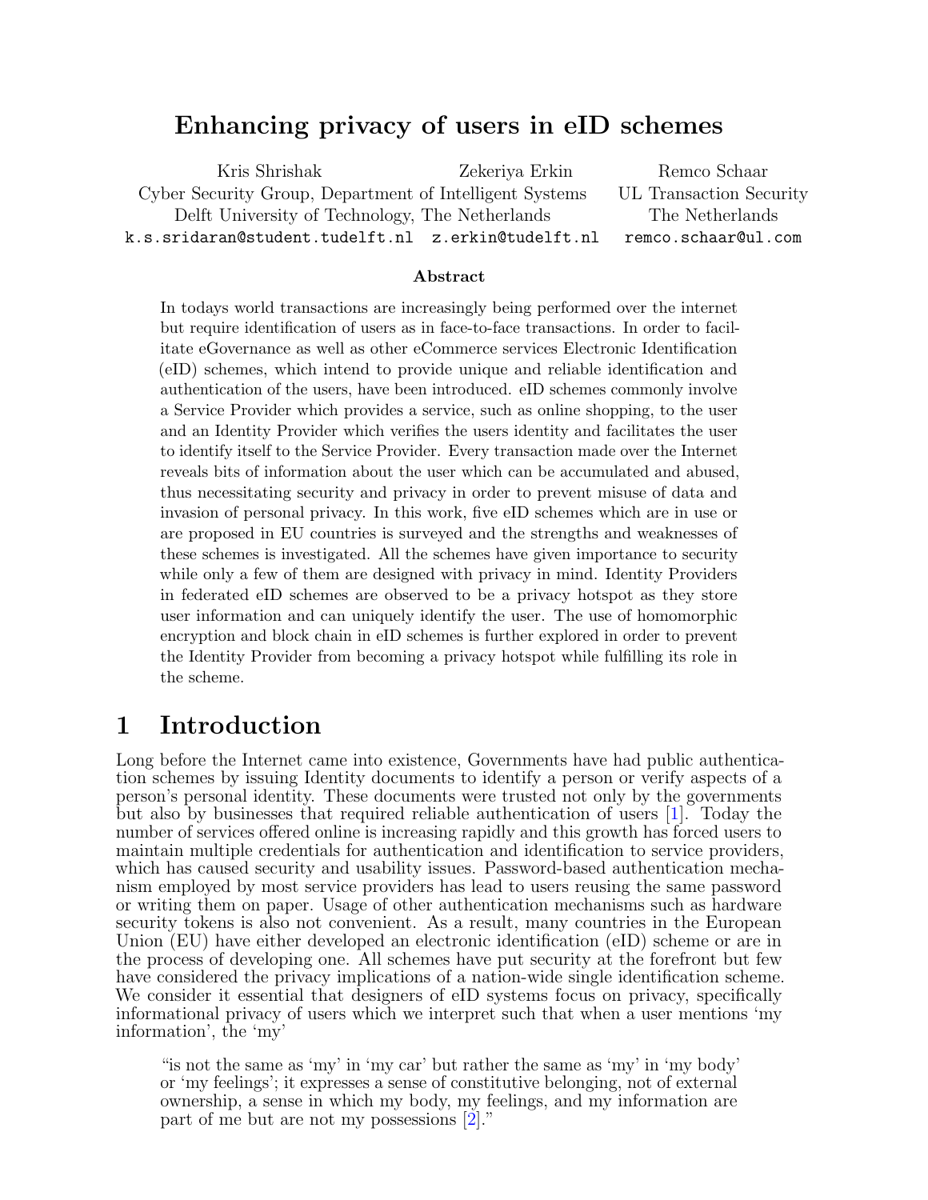# Enhancing privacy of users in eID schemes

Kris Shrishak — Cyber Security Group, Department of Intelligent Systems, Delft University of Technology, The Netherlands — k.s.sridaran@student.tudelft.nl

Zekeriya Erkin — Cyber Security Group, Department of Intelligent Systems, Delft University of Technology, The Netherlands — z.erkin@tudelft.nl

Remco Schaar — UL Transaction Security, The Netherlands — remco.schaar@ul.com

### Abstract

In todays world transactions are increasingly being performed over the internet but require identification of users as in face-to-face transactions. In order to facilitate eGovernance as well as other eCommerce services Electronic Identification (eID) schemes, which intend to provide unique and reliable identification and authentication of the users, have been introduced. eID schemes commonly involve a Service Provider which provides a service, such as online shopping, to the user and an Identity Provider which verifies the users identity and facilitates the user to identify itself to the Service Provider. Every transaction made over the Internet reveals bits of information about the user which can be accumulated and abused, thus necessitating security and privacy in order to prevent misuse of data and invasion of personal privacy. In this work, five eID schemes which are in use or are proposed in EU countries is surveyed and the strengths and weaknesses of these schemes is investigated. All the schemes have given importance to security while only a few of them are designed with privacy in mind. Identity Providers in federated eID schemes are observed to be a privacy hotspot as they store user information and can uniquely identify the user. The use of homomorphic encryption and block chain in eID schemes is further explored in order to prevent the Identity Provider from becoming a privacy hotspot while fulfilling its role in the scheme.

# 1 Introduction

Long before the Internet came into existence, Governments have had public authentication schemes by issuing Identity documents to identify a person or verify aspects of a person's personal identity. These documents were trusted not only by the governments but also by businesses that required reliable authentication of users [1]. Today the number of services offered online is increasing rapidly and this growth has forced users to maintain multiple credentials for authentication and identification to service providers, which has caused security and usability issues. Password-based authentication mechanism employed by most service providers has lead to users reusing the same password or writing them on paper. Usage of other authentication mechanisms such as hardware security tokens is also not convenient. As a result, many countries in the European Union (EU) have either developed an electronic identification (eID) scheme or are in the process of developing one. All schemes have put security at the forefront but few have considered the privacy implications of a nation-wide single identification scheme. We consider it essential that designers of eID systems focus on privacy, specifically informational privacy of users which we interpret such that when a user mentions 'my information', the 'my'

> "is not the same as 'my' in 'my car' but rather the same as 'my' in 'my body' or 'my feelings'; it expresses a sense of constitutive belonging, not of external ownership, a sense in which my body, my feelings, and my information are part of me but are not my possessions [2]."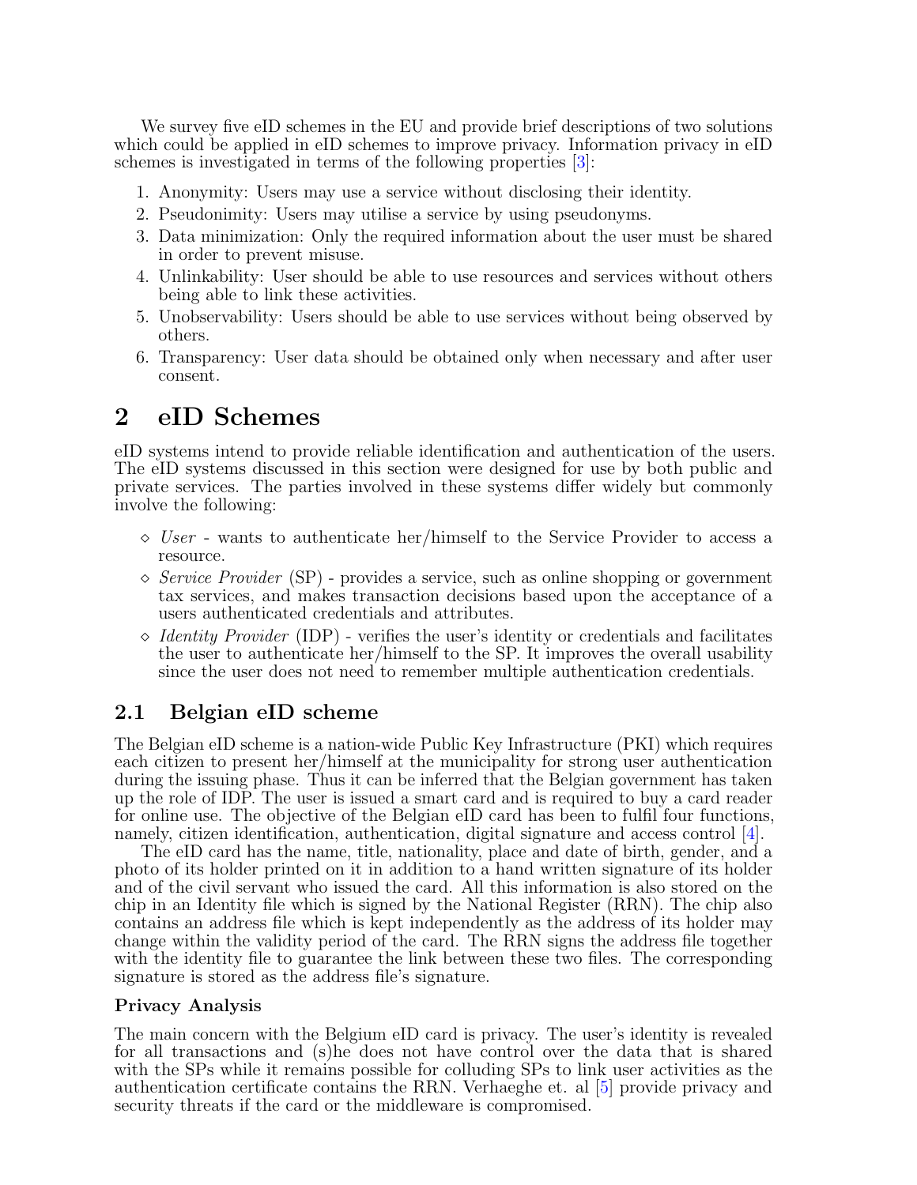We survey five eID schemes in the EU and provide brief descriptions of two solutions which could be applied in eID schemes to improve privacy. Information privacy in eID schemes is investigated in terms of the following properties [3]:

1. Anonymity: Users may use a service without disclosing their identity.
2. Pseudonimity: Users may utilise a service by using pseudonyms.
3. Data minimization: Only the required information about the user must be shared in order to prevent misuse.
4. Unlinkability: User should be able to use resources and services without others being able to link these activities.
5. Unobservability: Users should be able to use services without being observed by others.
6. Transparency: User data should be obtained only when necessary and after user consent.

# 2 eID Schemes

eID systems intend to provide reliable identification and authentication of the users. The eID systems discussed in this section were designed for use by both public and private services. The parties involved in these systems differ widely but commonly involve the following:

- *User* - wants to authenticate her/himself to the Service Provider to access a resource.
- *Service Provider* (SP) - provides a service, such as online shopping or government tax services, and makes transaction decisions based upon the acceptance of a users authenticated credentials and attributes.
- *Identity Provider* (IDP) - verifies the user's identity or credentials and facilitates the user to authenticate her/himself to the SP. It improves the overall usability since the user does not need to remember multiple authentication credentials.

## 2.1 Belgian eID scheme

The Belgian eID scheme is a nation-wide Public Key Infrastructure (PKI) which requires each citizen to present her/himself at the municipality for strong user authentication during the issuing phase. Thus it can be inferred that the Belgian government has taken up the role of IDP. The user is issued a smart card and is required to buy a card reader for online use. The objective of the Belgian eID card has been to fulfil four functions, namely, citizen identification, authentication, digital signature and access control [4].

The eID card has the name, title, nationality, place and date of birth, gender, and a photo of its holder printed on it in addition to a hand written signature of its holder and of the civil servant who issued the card. All this information is also stored on the chip in an Identity file which is signed by the National Register (RRN). The chip also contains an address file which is kept independently as the address of its holder may change within the validity period of the card. The RRN signs the address file together with the identity file to guarantee the link between these two files. The corresponding signature is stored as the address file's signature.

### Privacy Analysis

The main concern with the Belgium eID card is privacy. The user's identity is revealed for all transactions and (s)he does not have control over the data that is shared with the SPs while it remains possible for colluding SPs to link user activities as the authentication certificate contains the RRN. Verhaeghe et. al [5] provide privacy and security threats if the card or the middleware is compromised.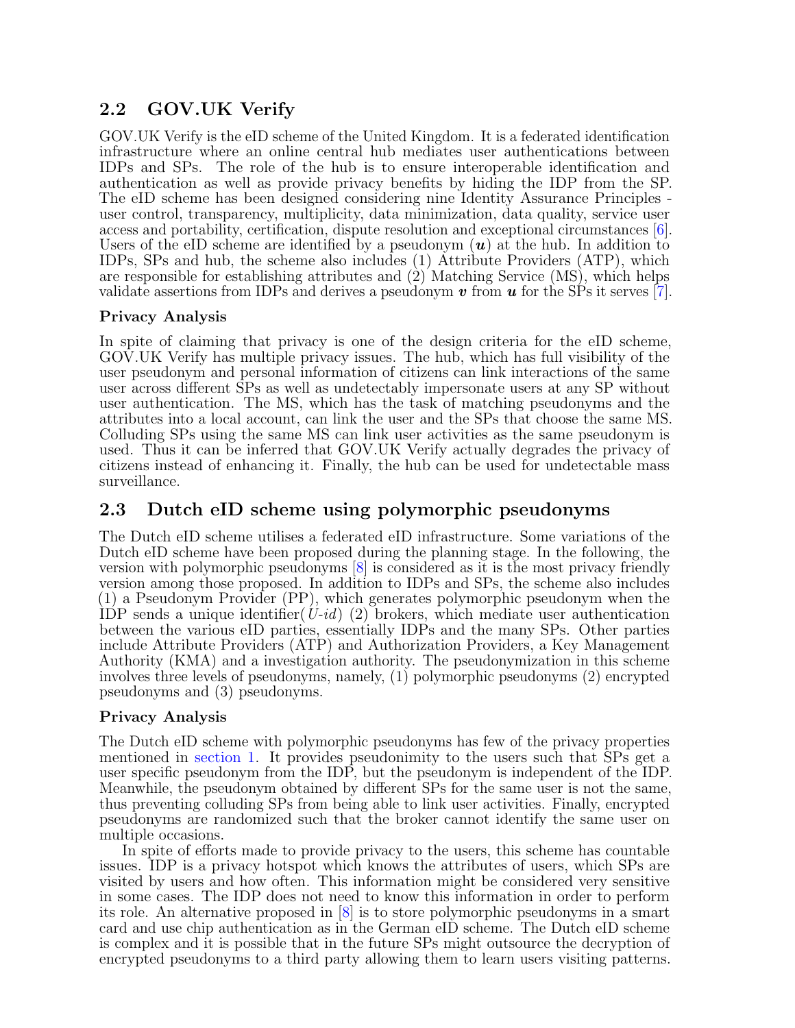## 2.2 GOV.UK Verify

GOV.UK Verify is the eID scheme of the United Kingdom. It is a federated identification infrastructure where an online central hub mediates user authentications between IDPs and SPs. The role of the hub is to ensure interoperable identification and authentication as well as provide privacy benefits by hiding the IDP from the SP. The eID scheme has been designed considering nine Identity Assurance Principles - user control, transparency, multiplicity, data minimization, data quality, service user access and portability, certification, dispute resolution and exceptional circumstances [6]. Users of the eID scheme are identified by a pseudonym ($\boldsymbol{u}$) at the hub. In addition to IDPs, SPs and hub, the scheme also includes (1) Attribute Providers (ATP), which are responsible for establishing attributes and (2) Matching Service (MS), which helps validate assertions from IDPs and derives a pseudonym $\boldsymbol{v}$ from $\boldsymbol{u}$ for the SPs it serves [7].

### Privacy Analysis

In spite of claiming that privacy is one of the design criteria for the eID scheme, GOV.UK Verify has multiple privacy issues. The hub, which has full visibility of the user pseudonym and personal information of citizens can link interactions of the same user across different SPs as well as undetectably impersonate users at any SP without user authentication. The MS, which has the task of matching pseudonyms and the attributes into a local account, can link the user and the SPs that choose the same MS. Colluding SPs using the same MS can link user activities as the same pseudonym is used. Thus it can be inferred that GOV.UK Verify actually degrades the privacy of citizens instead of enhancing it. Finally, the hub can be used for undetectable mass surveillance.

## 2.3 Dutch eID scheme using polymorphic pseudonyms

The Dutch eID scheme utilises a federated eID infrastructure. Some variations of the Dutch eID scheme have been proposed during the planning stage. In the following, the version with polymorphic pseudonyms [8] is considered as it is the most privacy friendly version among those proposed. In addition to IDPs and SPs, the scheme also includes (1) a Pseudonym Provider (PP), which generates polymorphic pseudonym when the IDP sends a unique identifier(*U-id*) (2) brokers, which mediate user authentication between the various eID parties, essentially IDPs and the many SPs. Other parties include Attribute Providers (ATP) and Authorization Providers, a Key Management Authority (KMA) and a investigation authority. The pseudonymization in this scheme involves three levels of pseudonyms, namely, (1) polymorphic pseudonyms (2) encrypted pseudonyms and (3) pseudonyms.

### Privacy Analysis

The Dutch eID scheme with polymorphic pseudonyms has few of the privacy properties mentioned in section 1. It provides pseudonimity to the users such that SPs get a user specific pseudonym from the IDP, but the pseudonym is independent of the IDP. Meanwhile, the pseudonym obtained by different SPs for the same user is not the same, thus preventing colluding SPs from being able to link user activities. Finally, encrypted pseudonyms are randomized such that the broker cannot identify the same user on multiple occasions.

In spite of efforts made to provide privacy to the users, this scheme has countable issues. IDP is a privacy hotspot which knows the attributes of users, which SPs are visited by users and how often. This information might be considered very sensitive in some cases. The IDP does not need to know this information in order to perform its role. An alternative proposed in [8] is to store polymorphic pseudonyms in a smart card and use chip authentication as in the German eID scheme. The Dutch eID scheme is complex and it is possible that in the future SPs might outsource the decryption of encrypted pseudonyms to a third party allowing them to learn users visiting patterns.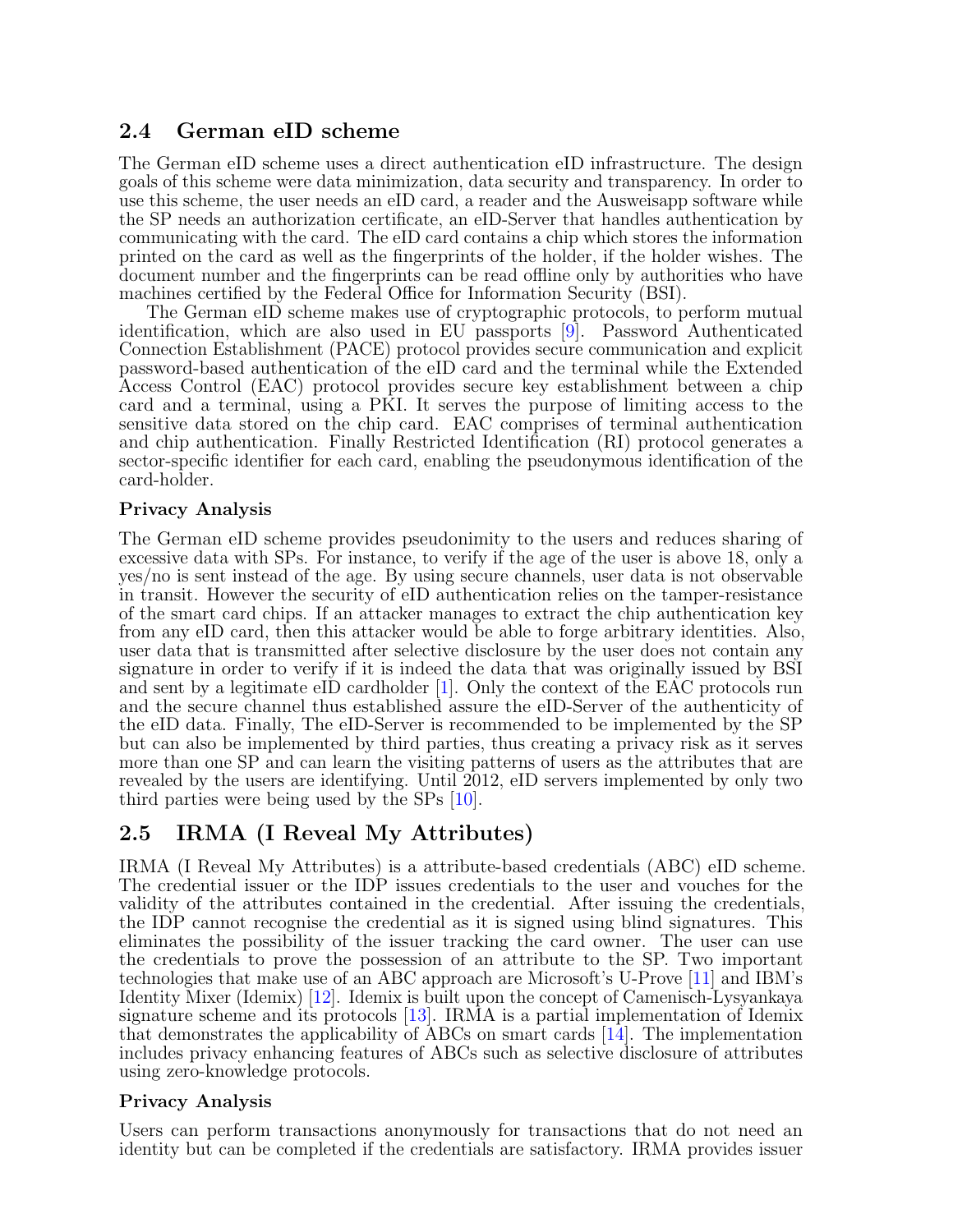## 2.4 German eID scheme

The German eID scheme uses a direct authentication eID infrastructure. The design goals of this scheme were data minimization, data security and transparency. In order to use this scheme, the user needs an eID card, a reader and the Ausweisapp software while the SP needs an authorization certificate, an eID-Server that handles authentication by communicating with the card. The eID card contains a chip which stores the information printed on the card as well as the fingerprints of the holder, if the holder wishes. The document number and the fingerprints can be read offline only by authorities who have machines certified by the Federal Office for Information Security (BSI).

The German eID scheme makes use of cryptographic protocols, to perform mutual identification, which are also used in EU passports [9]. Password Authenticated Connection Establishment (PACE) protocol provides secure communication and explicit password-based authentication of the eID card and the terminal while the Extended Access Control (EAC) protocol provides secure key establishment between a chip card and a terminal, using a PKI. It serves the purpose of limiting access to the sensitive data stored on the chip card. EAC comprises of terminal authentication and chip authentication. Finally Restricted Identification (RI) protocol generates a sector-specific identifier for each card, enabling the pseudonymous identification of the card-holder.

### Privacy Analysis

The German eID scheme provides pseudonimity to the users and reduces sharing of excessive data with SPs. For instance, to verify if the age of the user is above 18, only a yes/no is sent instead of the age. By using secure channels, user data is not observable in transit. However the security of eID authentication relies on the tamper-resistance of the smart card chips. If an attacker manages to extract the chip authentication key from any eID card, then this attacker would be able to forge arbitrary identities. Also, user data that is transmitted after selective disclosure by the user does not contain any signature in order to verify if it is indeed the data that was originally issued by BSI and sent by a legitimate eID cardholder [1]. Only the context of the EAC protocols run and the secure channel thus established assure the eID-Server of the authenticity of the eID data. Finally, The eID-Server is recommended to be implemented by the SP but can also be implemented by third parties, thus creating a privacy risk as it serves more than one SP and can learn the visiting patterns of users as the attributes that are revealed by the users are identifying. Until 2012, eID servers implemented by only two third parties were being used by the SPs [10].

## 2.5 IRMA (I Reveal My Attributes)

IRMA (I Reveal My Attributes) is a attribute-based credentials (ABC) eID scheme. The credential issuer or the IDP issues credentials to the user and vouches for the validity of the attributes contained in the credential. After issuing the credentials, the IDP cannot recognise the credential as it is signed using blind signatures. This eliminates the possibility of the issuer tracking the card owner. The user can use the credentials to prove the possession of an attribute to the SP. Two important technologies that make use of an ABC approach are Microsoft's U-Prove [11] and IBM's Identity Mixer (Idemix) [12]. Idemix is built upon the concept of Camenisch-Lysyankaya signature scheme and its protocols [13]. IRMA is a partial implementation of Idemix that demonstrates the applicability of ABCs on smart cards [14]. The implementation includes privacy enhancing features of ABCs such as selective disclosure of attributes using zero-knowledge protocols.

### Privacy Analysis

Users can perform transactions anonymously for transactions that do not need an identity but can be completed if the credentials are satisfactory. IRMA provides issuer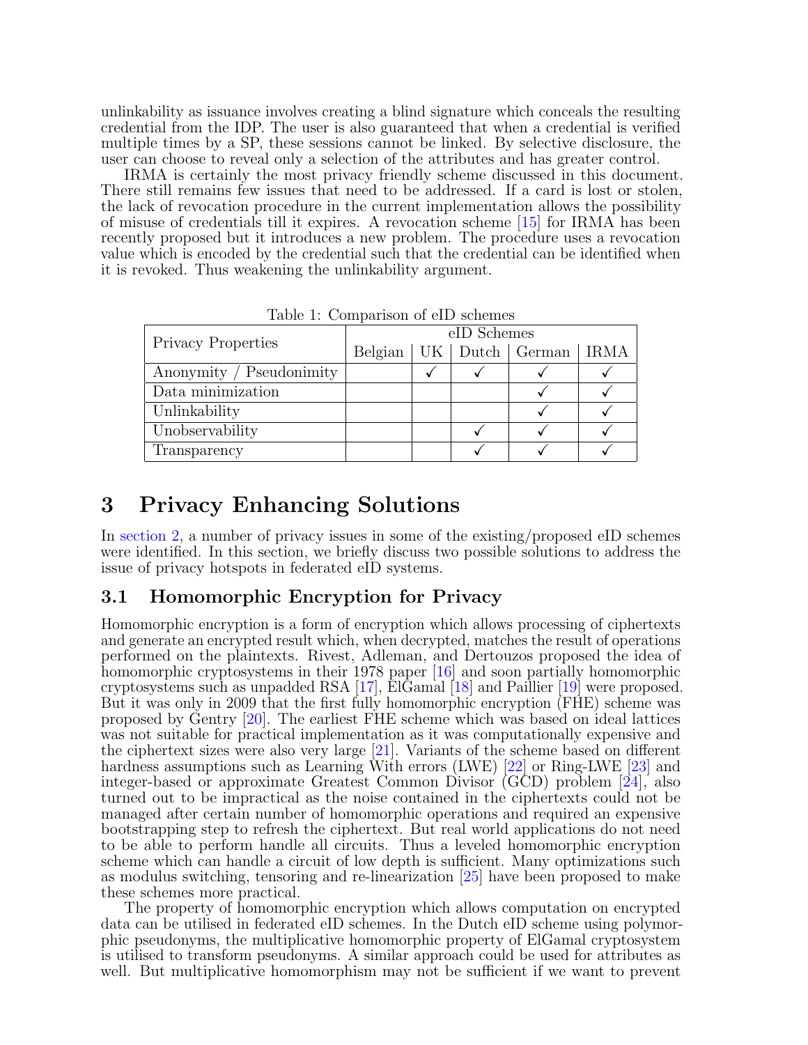unlinkability as issuance involves creating a blind signature which conceals the resulting credential from the IDP. The user is also guaranteed that when a credential is verified multiple times by a SP, these sessions cannot be linked. By selective disclosure, the user can choose to reveal only a selection of the attributes and has greater control.

IRMA is certainly the most privacy friendly scheme discussed in this document. There still remains few issues that need to be addressed. If a card is lost or stolen, the lack of revocation procedure in the current implementation allows the possibility of misuse of credentials till it expires. A revocation scheme [15] for IRMA has been recently proposed but it introduces a new problem. The procedure uses a revocation value which is encoded by the credential such that the credential can be identified when it is revoked. Thus weakening the unlinkability argument.

Table 1: Comparison of eID schemes

| Privacy Properties | eID Schemes | | | | |
|---|---|---|---|---|---|
| | Belgian | UK | Dutch | German | IRMA |
| Anonymity / Pseudonimity | | ✓ | ✓ | ✓ | ✓ |
| Data minimization | | | | ✓ | ✓ |
| Unlinkability | | | | ✓ | ✓ |
| Unobservability | | | ✓ | ✓ | ✓ |
| Transparency | | | ✓ | ✓ | ✓ |

# 3 Privacy Enhancing Solutions

In section 2, a number of privacy issues in some of the existing/proposed eID schemes were identified. In this section, we briefly discuss two possible solutions to address the issue of privacy hotspots in federated eID systems.

## 3.1 Homomorphic Encryption for Privacy

Homomorphic encryption is a form of encryption which allows processing of ciphertexts and generate an encrypted result which, when decrypted, matches the result of operations performed on the plaintexts. Rivest, Adleman, and Dertouzos proposed the idea of homomorphic cryptosystems in their 1978 paper [16] and soon partially homomorphic cryptosystems such as unpadded RSA [17], ElGamal [18] and Paillier [19] were proposed. But it was only in 2009 that the first fully homomorphic encryption (FHE) scheme was proposed by Gentry [20]. The earliest FHE scheme which was based on ideal lattices was not suitable for practical implementation as it was computationally expensive and the ciphertext sizes were also very large [21]. Variants of the scheme based on different hardness assumptions such as Learning With errors (LWE) [22] or Ring-LWE [23] and integer-based or approximate Greatest Common Divisor (GCD) problem [24], also turned out to be impractical as the noise contained in the ciphertexts could not be managed after certain number of homomorphic operations and required an expensive bootstrapping step to refresh the ciphertext. But real world applications do not need to be able to perform handle all circuits. Thus a leveled homomorphic encryption scheme which can handle a circuit of low depth is sufficient. Many optimizations such as modulus switching, tensoring and re-linearization [25] have been proposed to make these schemes more practical.

The property of homomorphic encryption which allows computation on encrypted data can be utilised in federated eID schemes. In the Dutch eID scheme using polymorphic pseudonyms, the multiplicative homomorphic property of ElGamal cryptosystem is utilised to transform pseudonyms. A similar approach could be used for attributes as well. But multiplicative homomorphism may not be sufficient if we want to prevent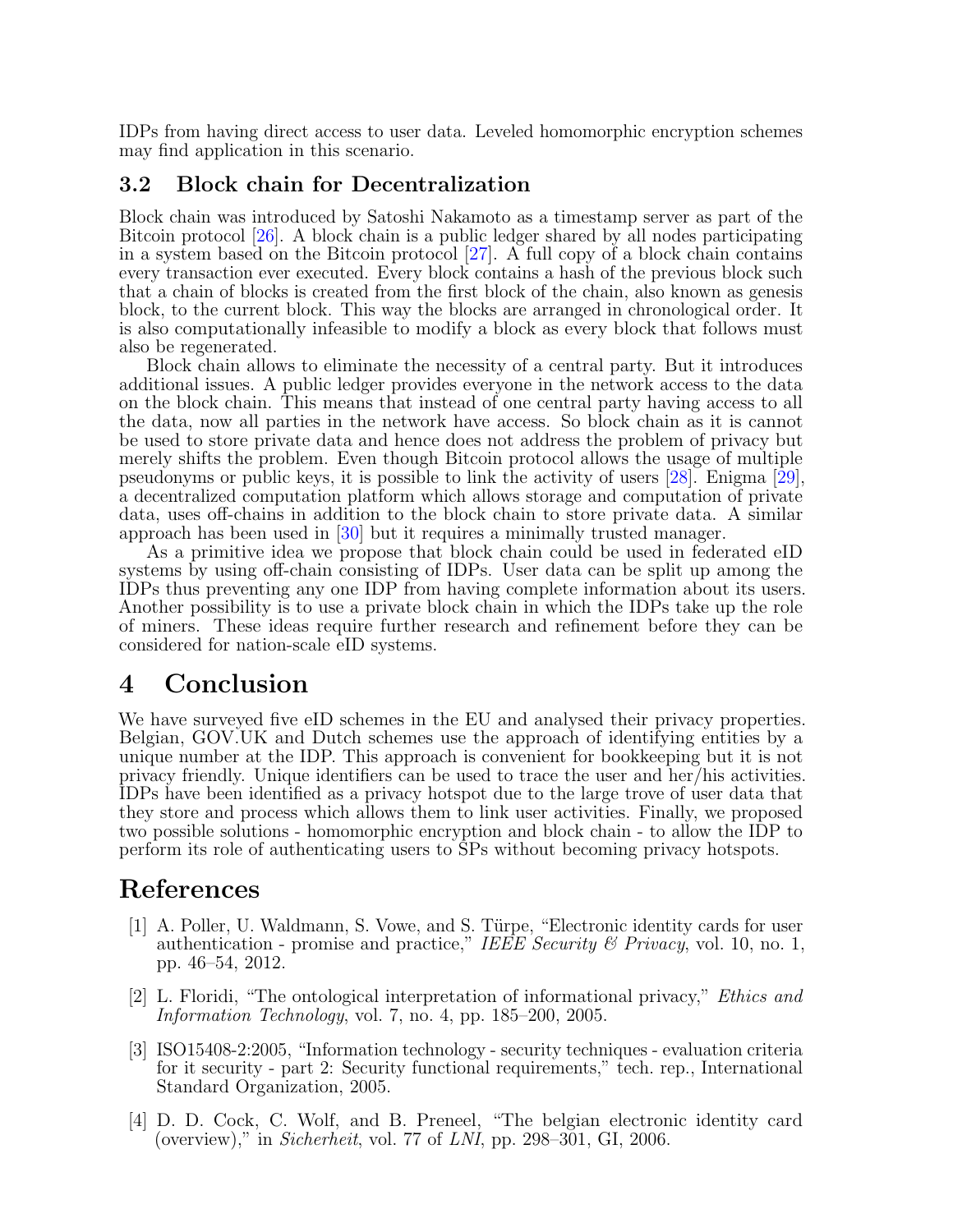IDPs from having direct access to user data. Leveled homomorphic encryption schemes may find application in this scenario.

### 3.2 Block chain for Decentralization

Block chain was introduced by Satoshi Nakamoto as a timestamp server as part of the Bitcoin protocol [26]. A block chain is a public ledger shared by all nodes participating in a system based on the Bitcoin protocol [27]. A full copy of a block chain contains every transaction ever executed. Every block contains a hash of the previous block such that a chain of blocks is created from the first block of the chain, also known as genesis block, to the current block. This way the blocks are arranged in chronological order. It is also computationally infeasible to modify a block as every block that follows must also be regenerated.

Block chain allows to eliminate the necessity of a central party. But it introduces additional issues. A public ledger provides everyone in the network access to the data on the block chain. This means that instead of one central party having access to all the data, now all parties in the network have access. So block chain as it is cannot be used to store private data and hence does not address the problem of privacy but merely shifts the problem. Even though Bitcoin protocol allows the usage of multiple pseudonyms or public keys, it is possible to link the activity of users [28]. Enigma [29], a decentralized computation platform which allows storage and computation of private data, uses off-chains in addition to the block chain to store private data. A similar approach has been used in [30] but it requires a minimally trusted manager.

As a primitive idea we propose that block chain could be used in federated eID systems by using off-chain consisting of IDPs. User data can be split up among the IDPs thus preventing any one IDP from having complete information about its users. Another possibility is to use a private block chain in which the IDPs take up the role of miners. These ideas require further research and refinement before they can be considered for nation-scale eID systems.

## 4 Conclusion

We have surveyed five eID schemes in the EU and analysed their privacy properties. Belgian, GOV.UK and Dutch schemes use the approach of identifying entities by a unique number at the IDP. This approach is convenient for bookkeeping but it is not privacy friendly. Unique identifiers can be used to trace the user and her/his activities. IDPs have been identified as a privacy hotspot due to the large trove of user data that they store and process which allows them to link user activities. Finally, we proposed two possible solutions - homomorphic encryption and block chain - to allow the IDP to perform its role of authenticating users to SPs without becoming privacy hotspots.

## References

[1] A. Poller, U. Waldmann, S. Vowe, and S. Türpe, "Electronic identity cards for user authentication - promise and practice," *IEEE Security & Privacy*, vol. 10, no. 1, pp. 46–54, 2012.

[2] L. Floridi, "The ontological interpretation of informational privacy," *Ethics and Information Technology*, vol. 7, no. 4, pp. 185–200, 2005.

[3] ISO15408-2:2005, "Information technology - security techniques - evaluation criteria for it security - part 2: Security functional requirements," tech. rep., International Standard Organization, 2005.

[4] D. D. Cock, C. Wolf, and B. Preneel, "The belgian electronic identity card (overview)," in *Sicherheit*, vol. 77 of *LNI*, pp. 298–301, GI, 2006.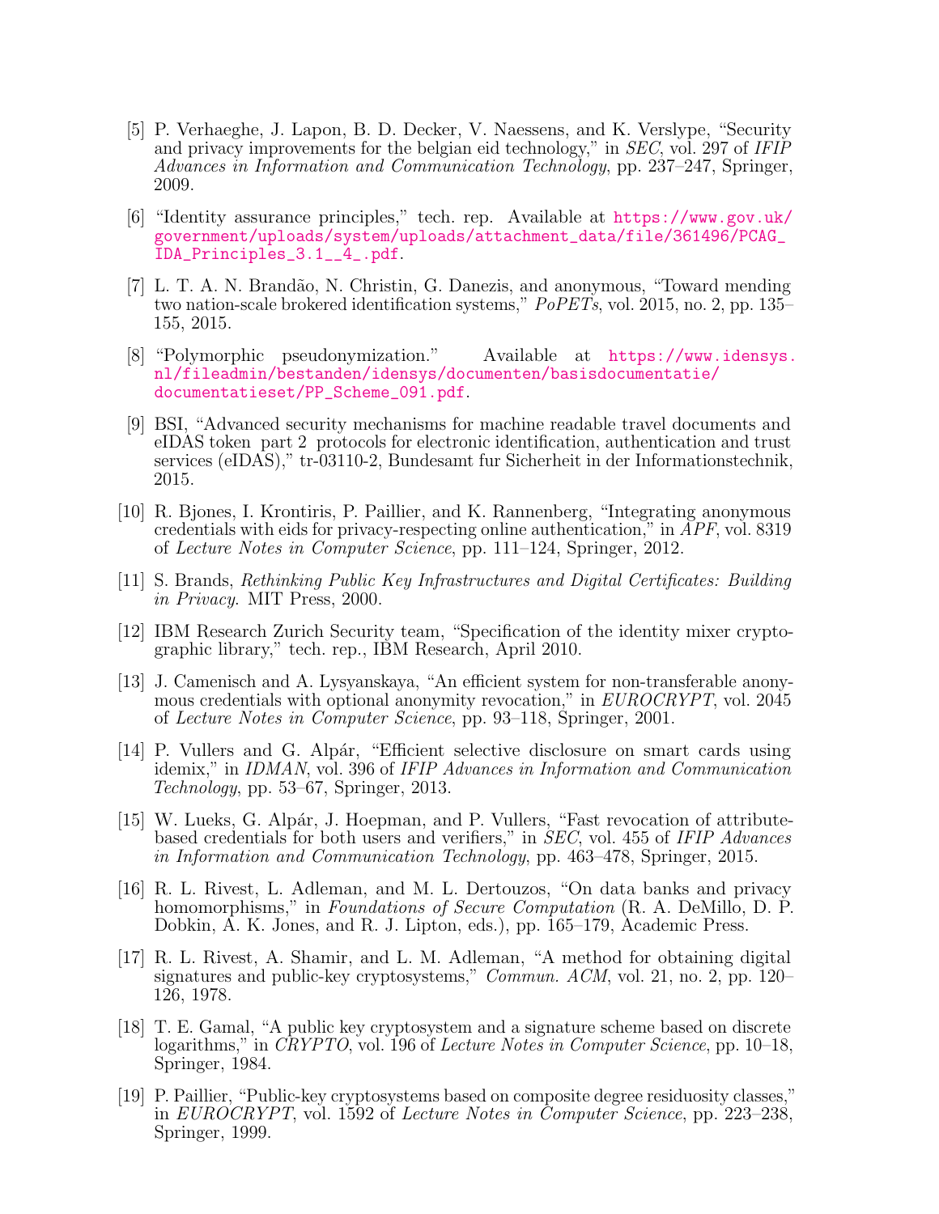[5] P. Verhaeghe, J. Lapon, B. D. Decker, V. Naessens, and K. Verslype, "Security and privacy improvements for the belgian eid technology," in *SEC*, vol. 297 of *IFIP Advances in Information and Communication Technology*, pp. 237–247, Springer, 2009.

[6] "Identity assurance principles," tech. rep. Available at https://www.gov.uk/government/uploads/system/uploads/attachment_data/file/361496/PCAG_IDA_Principles_3.1__4_.pdf.

[7] L. T. A. N. Brandão, N. Christin, G. Danezis, and anonymous, "Toward mending two nation-scale brokered identification systems," *PoPETs*, vol. 2015, no. 2, pp. 135–155, 2015.

[8] "Polymorphic pseudonymization." Available at https://www.idensys.nl/fileadmin/bestanden/idensys/documenten/basisdocumentatie/documentatieset/PP_Scheme_091.pdf.

[9] BSI, "Advanced security mechanisms for machine readable travel documents and eIDAS token part 2 protocols for electronic identification, authentication and trust services (eIDAS)," tr-03110-2, Bundesamt fur Sicherheit in der Informationstechnik, 2015.

[10] R. Bjones, I. Krontiris, P. Paillier, and K. Rannenberg, "Integrating anonymous credentials with eids for privacy-respecting online authentication," in *APF*, vol. 8319 of *Lecture Notes in Computer Science*, pp. 111–124, Springer, 2012.

[11] S. Brands, *Rethinking Public Key Infrastructures and Digital Certificates: Building in Privacy*. MIT Press, 2000.

[12] IBM Research Zurich Security team, "Specification of the identity mixer cryptographic library," tech. rep., IBM Research, April 2010.

[13] J. Camenisch and A. Lysyanskaya, "An efficient system for non-transferable anonymous credentials with optional anonymity revocation," in *EUROCRYPT*, vol. 2045 of *Lecture Notes in Computer Science*, pp. 93–118, Springer, 2001.

[14] P. Vullers and G. Alpár, "Efficient selective disclosure on smart cards using idemix," in *IDMAN*, vol. 396 of *IFIP Advances in Information and Communication Technology*, pp. 53–67, Springer, 2013.

[15] W. Lueks, G. Alpár, J. Hoepman, and P. Vullers, "Fast revocation of attribute-based credentials for both users and verifiers," in *SEC*, vol. 455 of *IFIP Advances in Information and Communication Technology*, pp. 463–478, Springer, 2015.

[16] R. L. Rivest, L. Adleman, and M. L. Dertouzos, "On data banks and privacy homomorphisms," in *Foundations of Secure Computation* (R. A. DeMillo, D. P. Dobkin, A. K. Jones, and R. J. Lipton, eds.), pp. 165–179, Academic Press.

[17] R. L. Rivest, A. Shamir, and L. M. Adleman, "A method for obtaining digital signatures and public-key cryptosystems," *Commun. ACM*, vol. 21, no. 2, pp. 120–126, 1978.

[18] T. E. Gamal, "A public key cryptosystem and a signature scheme based on discrete logarithms," in *CRYPTO*, vol. 196 of *Lecture Notes in Computer Science*, pp. 10–18, Springer, 1984.

[19] P. Paillier, "Public-key cryptosystems based on composite degree residuosity classes," in *EUROCRYPT*, vol. 1592 of *Lecture Notes in Computer Science*, pp. 223–238, Springer, 1999.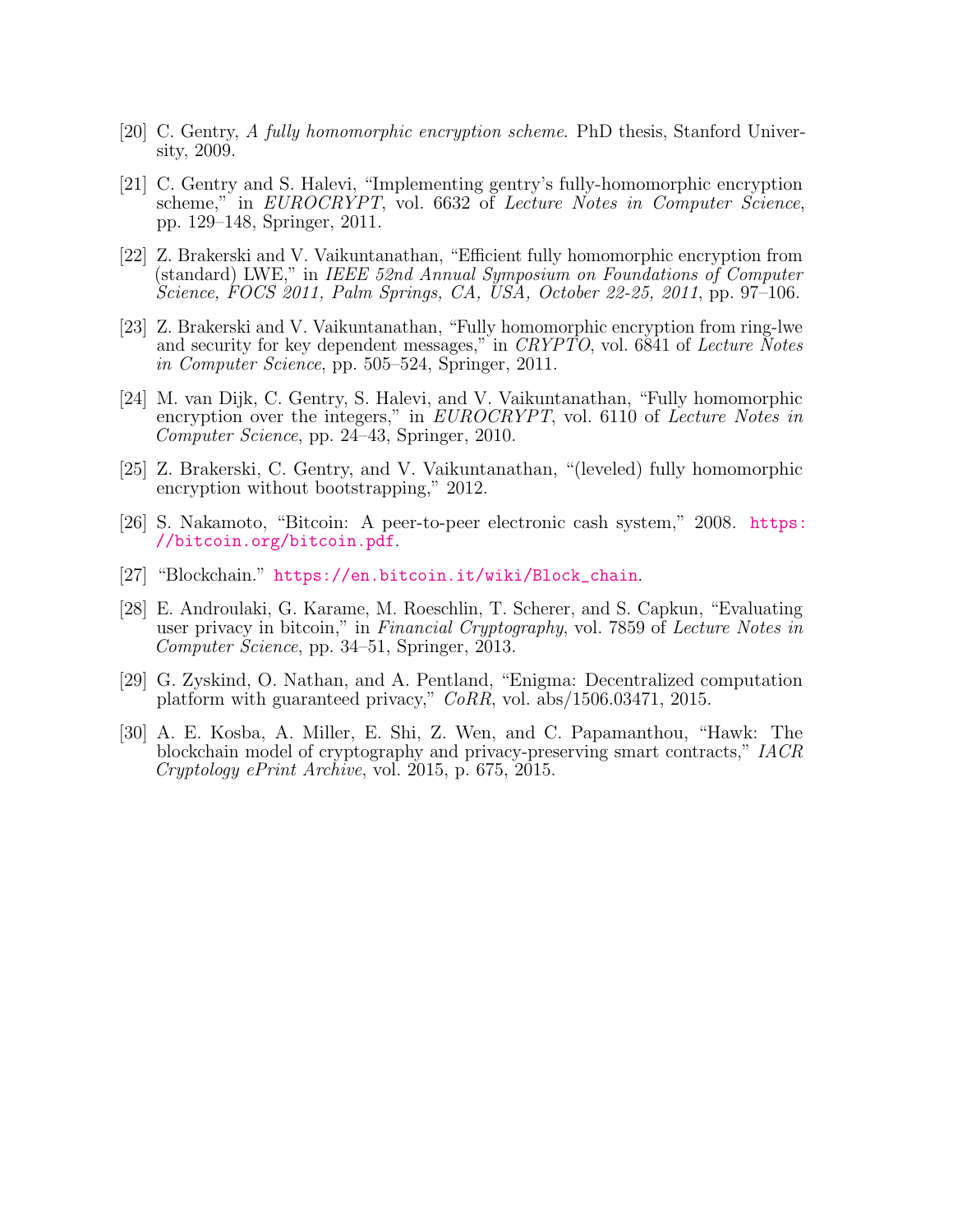[20] C. Gentry, *A fully homomorphic encryption scheme*. PhD thesis, Stanford University, 2009.

[21] C. Gentry and S. Halevi, "Implementing gentry's fully-homomorphic encryption scheme," in *EUROCRYPT*, vol. 6632 of *Lecture Notes in Computer Science*, pp. 129–148, Springer, 2011.

[22] Z. Brakerski and V. Vaikuntanathan, "Efficient fully homomorphic encryption from (standard) LWE," in *IEEE 52nd Annual Symposium on Foundations of Computer Science, FOCS 2011, Palm Springs, CA, USA, October 22-25, 2011*, pp. 97–106.

[23] Z. Brakerski and V. Vaikuntanathan, "Fully homomorphic encryption from ring-lwe and security for key dependent messages," in *CRYPTO*, vol. 6841 of *Lecture Notes in Computer Science*, pp. 505–524, Springer, 2011.

[24] M. van Dijk, C. Gentry, S. Halevi, and V. Vaikuntanathan, "Fully homomorphic encryption over the integers," in *EUROCRYPT*, vol. 6110 of *Lecture Notes in Computer Science*, pp. 24–43, Springer, 2010.

[25] Z. Brakerski, C. Gentry, and V. Vaikuntanathan, "(leveled) fully homomorphic encryption without bootstrapping," 2012.

[26] S. Nakamoto, "Bitcoin: A peer-to-peer electronic cash system," 2008. https://bitcoin.org/bitcoin.pdf.

[27] "Blockchain." https://en.bitcoin.it/wiki/Block_chain.

[28] E. Androulaki, G. Karame, M. Roeschlin, T. Scherer, and S. Capkun, "Evaluating user privacy in bitcoin," in *Financial Cryptography*, vol. 7859 of *Lecture Notes in Computer Science*, pp. 34–51, Springer, 2013.

[29] G. Zyskind, O. Nathan, and A. Pentland, "Enigma: Decentralized computation platform with guaranteed privacy," *CoRR*, vol. abs/1506.03471, 2015.

[30] A. E. Kosba, A. Miller, E. Shi, Z. Wen, and C. Papamanthou, "Hawk: The blockchain model of cryptography and privacy-preserving smart contracts," *IACR Cryptology ePrint Archive*, vol. 2015, p. 675, 2015.